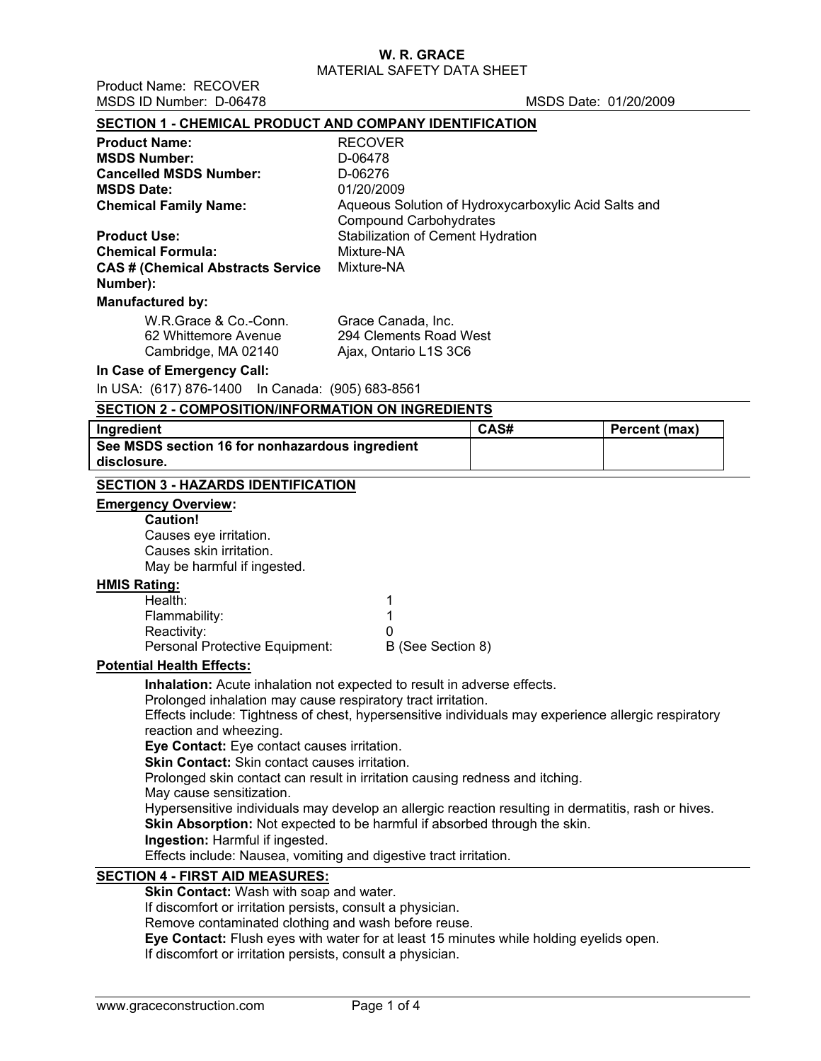**W. R. GRACE**
MATERIAL SAFETY DATA SHEET

Product Name: RECOVER
MSDS ID Number: D-06478 MSDS Date: 01/20/2009

## SECTION 1 - CHEMICAL PRODUCT AND COMPANY IDENTIFICATION

**Product Name:** RECOVER
**MSDS Number:** D-06478
**Cancelled MSDS Number:** D-06276
**MSDS Date:** 01/20/2009
**Chemical Family Name:** Aqueous Solution of Hydroxycarboxylic Acid Salts and Compound Carbohydrates
**Product Use:** Stabilization of Cement Hydration
**Chemical Formula:** Mixture-NA
**CAS # (Chemical Abstracts Service Number):** Mixture-NA

**Manufactured by:**

W.R.Grace & Co.-Conn.
62 Whittemore Avenue
Cambridge, MA 02140

Grace Canada, Inc.
294 Clements Road West
Ajax, Ontario L1S 3C6

**In Case of Emergency Call:**

In USA: (617) 876-1400 In Canada: (905) 683-8561

## SECTION 2 - COMPOSITION/INFORMATION ON INGREDIENTS

| Ingredient | CAS# | Percent (max) |
|---|---|---|
| **See MSDS section 16 for nonhazardous ingredient disclosure.** | | |

## SECTION 3 - HAZARDS IDENTIFICATION

**Emergency Overview:**

**Caution!**
Causes eye irritation.
Causes skin irritation.
May be harmful if ingested.

**HMIS Rating:**

Health: 1
Flammability: 1
Reactivity: 0
Personal Protective Equipment: B (See Section 8)

**Potential Health Effects:**

**Inhalation:** Acute inhalation not expected to result in adverse effects.
Prolonged inhalation may cause respiratory tract irritation.
Effects include: Tightness of chest, hypersensitive individuals may experience allergic respiratory reaction and wheezing.
**Eye Contact:** Eye contact causes irritation.
**Skin Contact:** Skin contact causes irritation.
Prolonged skin contact can result in irritation causing redness and itching.
May cause sensitization.
Hypersensitive individuals may develop an allergic reaction resulting in dermatitis, rash or hives.
**Skin Absorption:** Not expected to be harmful if absorbed through the skin.
**Ingestion:** Harmful if ingested.
Effects include: Nausea, vomiting and digestive tract irritation.

## SECTION 4 - FIRST AID MEASURES:

**Skin Contact:** Wash with soap and water.
If discomfort or irritation persists, consult a physician.
Remove contaminated clothing and wash before reuse.
**Eye Contact:** Flush eyes with water for at least 15 minutes while holding eyelids open.
If discomfort or irritation persists, consult a physician.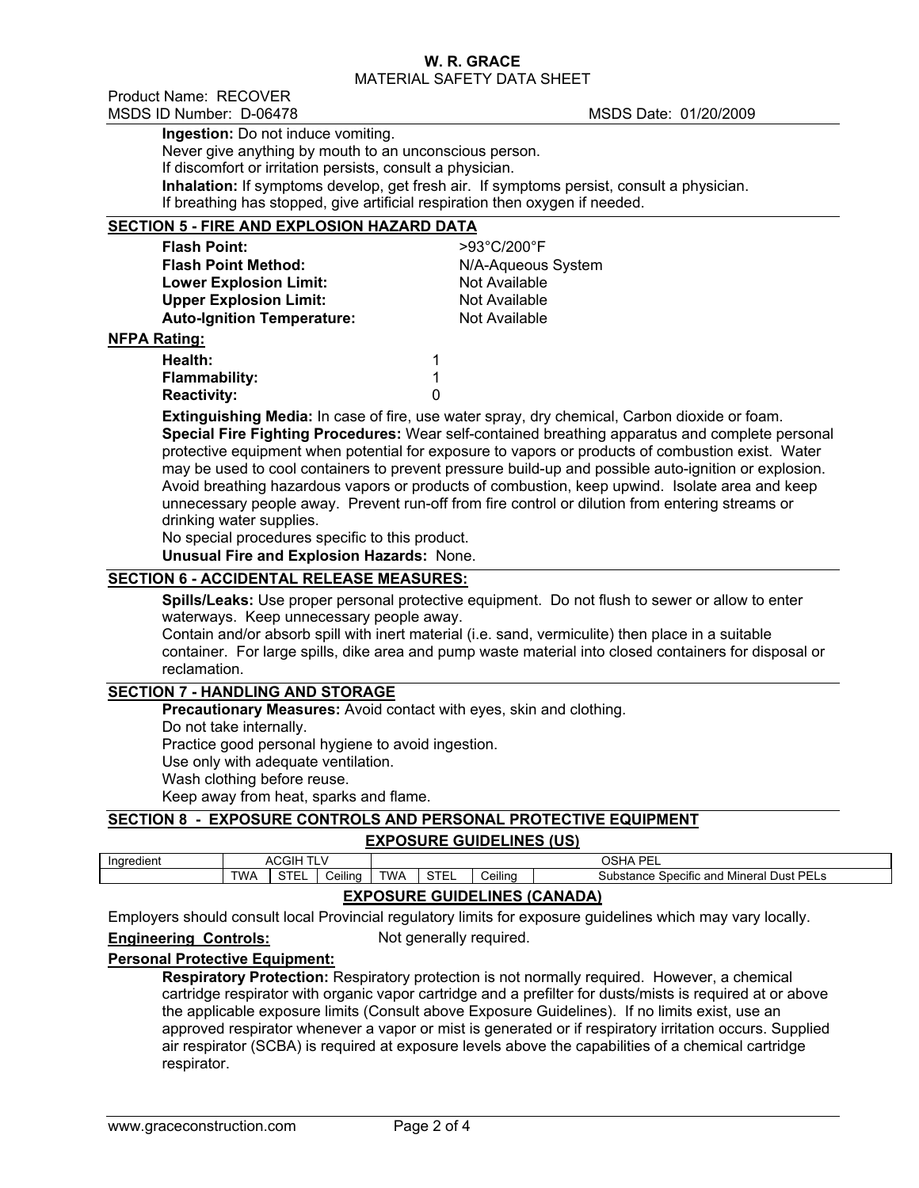**Ingestion:** Do not induce vomiting.
Never give anything by mouth to an unconscious person.
If discomfort or irritation persists, consult a physician.
**Inhalation:** If symptoms develop, get fresh air. If symptoms persist, consult a physician.
If breathing has stopped, give artificial respiration then oxygen if needed.

## SECTION 5 - FIRE AND EXPLOSION HAZARD DATA

| | |
|---|---|
| **Flash Point:** | >93°C/200°F |
| **Flash Point Method:** | N/A-Aqueous System |
| **Lower Explosion Limit:** | Not Available |
| **Upper Explosion Limit:** | Not Available |
| **Auto-Ignition Temperature:** | Not Available |

**NFPA Rating:**

| | |
|---|---|
| **Health:** | 1 |
| **Flammability:** | 1 |
| **Reactivity:** | 0 |

**Extinguishing Media:** In case of fire, use water spray, dry chemical, Carbon dioxide or foam.
**Special Fire Fighting Procedures:** Wear self-contained breathing apparatus and complete personal protective equipment when potential for exposure to vapors or products of combustion exist. Water may be used to cool containers to prevent pressure build-up and possible auto-ignition or explosion. Avoid breathing hazardous vapors or products of combustion, keep upwind. Isolate area and keep unnecessary people away. Prevent run-off from fire control or dilution from entering streams or drinking water supplies.
No special procedures specific to this product.
**Unusual Fire and Explosion Hazards:** None.

## SECTION 6 - ACCIDENTAL RELEASE MEASURES:

**Spills/Leaks:** Use proper personal protective equipment. Do not flush to sewer or allow to enter waterways. Keep unnecessary people away.
Contain and/or absorb spill with inert material (i.e. sand, vermiculite) then place in a suitable container. For large spills, dike area and pump waste material into closed containers for disposal or reclamation.

## SECTION 7 - HANDLING AND STORAGE

**Precautionary Measures:** Avoid contact with eyes, skin and clothing.
Do not take internally.
Practice good personal hygiene to avoid ingestion.
Use only with adequate ventilation.
Wash clothing before reuse.
Keep away from heat, sparks and flame.

## SECTION 8 - EXPOSURE CONTROLS AND PERSONAL PROTECTIVE EQUIPMENT

### EXPOSURE GUIDELINES (US)

| Ingredient | ACGIH TLV | | | OSHA PEL | | | |
|---|---|---|---|---|---|---|---|
| | TWA | STEL | Ceiling | TWA | STEL | Ceiling | Substance Specific and Mineral Dust PELs |

### EXPOSURE GUIDELINES (CANADA)

Employers should consult local Provincial regulatory limits for exposure guidelines which may vary locally.

**Engineering Controls:** Not generally required.

**Personal Protective Equipment:**

**Respiratory Protection:** Respiratory protection is not normally required. However, a chemical cartridge respirator with organic vapor cartridge and a prefilter for dusts/mists is required at or above the applicable exposure limits (Consult above Exposure Guidelines). If no limits exist, use an approved respirator whenever a vapor or mist is generated or if respiratory irritation occurs. Supplied air respirator (SCBA) is required at exposure levels above the capabilities of a chemical cartridge respirator.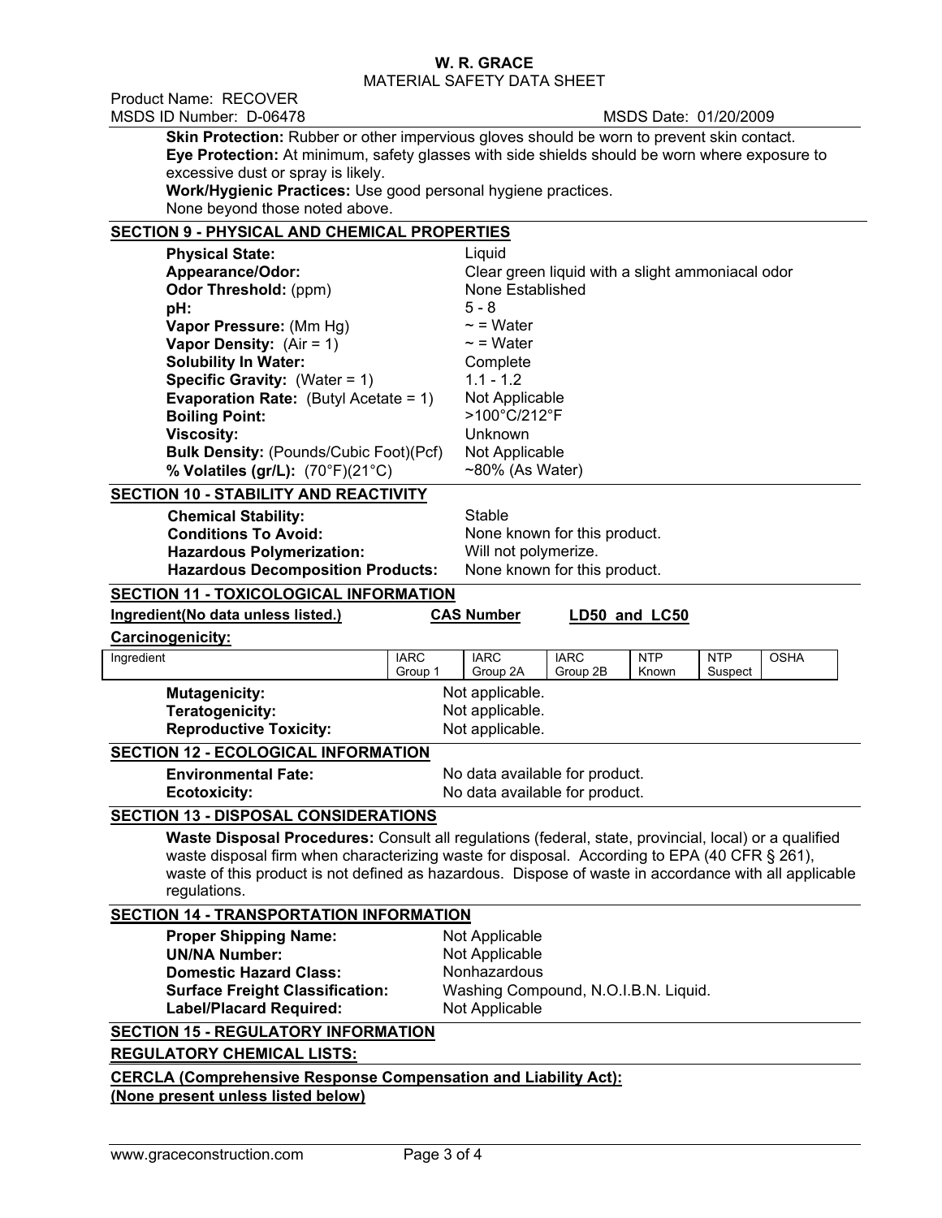**Skin Protection:** Rubber or other impervious gloves should be worn to prevent skin contact.
**Eye Protection:** At minimum, safety glasses with side shields should be worn where exposure to excessive dust or spray is likely.
**Work/Hygienic Practices:** Use good personal hygiene practices.
None beyond those noted above.

## SECTION 9 - PHYSICAL AND CHEMICAL PROPERTIES

| | |
|---|---|
| **Physical State:** | Liquid |
| **Appearance/Odor:** | Clear green liquid with a slight ammoniacal odor |
| **Odor Threshold:** (ppm) | None Established |
| **pH:** | 5 - 8 |
| **Vapor Pressure:** (Mm Hg) | ~ = Water |
| **Vapor Density:** (Air = 1) | ~ = Water |
| **Solubility In Water:** | Complete |
| **Specific Gravity:** (Water = 1) | 1.1 - 1.2 |
| **Evaporation Rate:** (Butyl Acetate = 1) | Not Applicable |
| **Boiling Point:** | >100°C/212°F |
| **Viscosity:** | Unknown |
| **Bulk Density:** (Pounds/Cubic Foot)(Pcf) | Not Applicable |
| **% Volatiles (gr/L):** (70°F)(21°C) | ~80% (As Water) |

## SECTION 10 - STABILITY AND REACTIVITY

| | |
|---|---|
| **Chemical Stability:** | Stable |
| **Conditions To Avoid:** | None known for this product. |
| **Hazardous Polymerization:** | Will not polymerize. |
| **Hazardous Decomposition Products:** | None known for this product. |

## SECTION 11 - TOXICOLOGICAL INFORMATION

| Ingredient(No data unless listed.) | CAS Number | LD50 and LC50 |
|---|---|---|

**Carcinogenicity:**

| Ingredient | IARC Group 1 | IARC Group 2A | IARC Group 2B | NTP Known | NTP Suspect | OSHA |
|---|---|---|---|---|---|---|

| | |
|---|---|
| **Mutagenicity:** | Not applicable. |
| **Teratogenicity:** | Not applicable. |
| **Reproductive Toxicity:** | Not applicable. |

## SECTION 12 - ECOLOGICAL INFORMATION

| | |
|---|---|
| **Environmental Fate:** | No data available for product. |
| **Ecotoxicity:** | No data available for product. |

## SECTION 13 - DISPOSAL CONSIDERATIONS

**Waste Disposal Procedures:** Consult all regulations (federal, state, provincial, local) or a qualified waste disposal firm when characterizing waste for disposal. According to EPA (40 CFR § 261), waste of this product is not defined as hazardous. Dispose of waste in accordance with all applicable regulations.

## SECTION 14 - TRANSPORTATION INFORMATION

| | |
|---|---|
| **Proper Shipping Name:** | Not Applicable |
| **UN/NA Number:** | Not Applicable |
| **Domestic Hazard Class:** | Nonhazardous |
| **Surface Freight Classification:** | Washing Compound, N.O.I.B.N. Liquid. |
| **Label/Placard Required:** | Not Applicable |

## SECTION 15 - REGULATORY INFORMATION

**REGULATORY CHEMICAL LISTS:**

**CERCLA (Comprehensive Response Compensation and Liability Act):**
**(None present unless listed below)**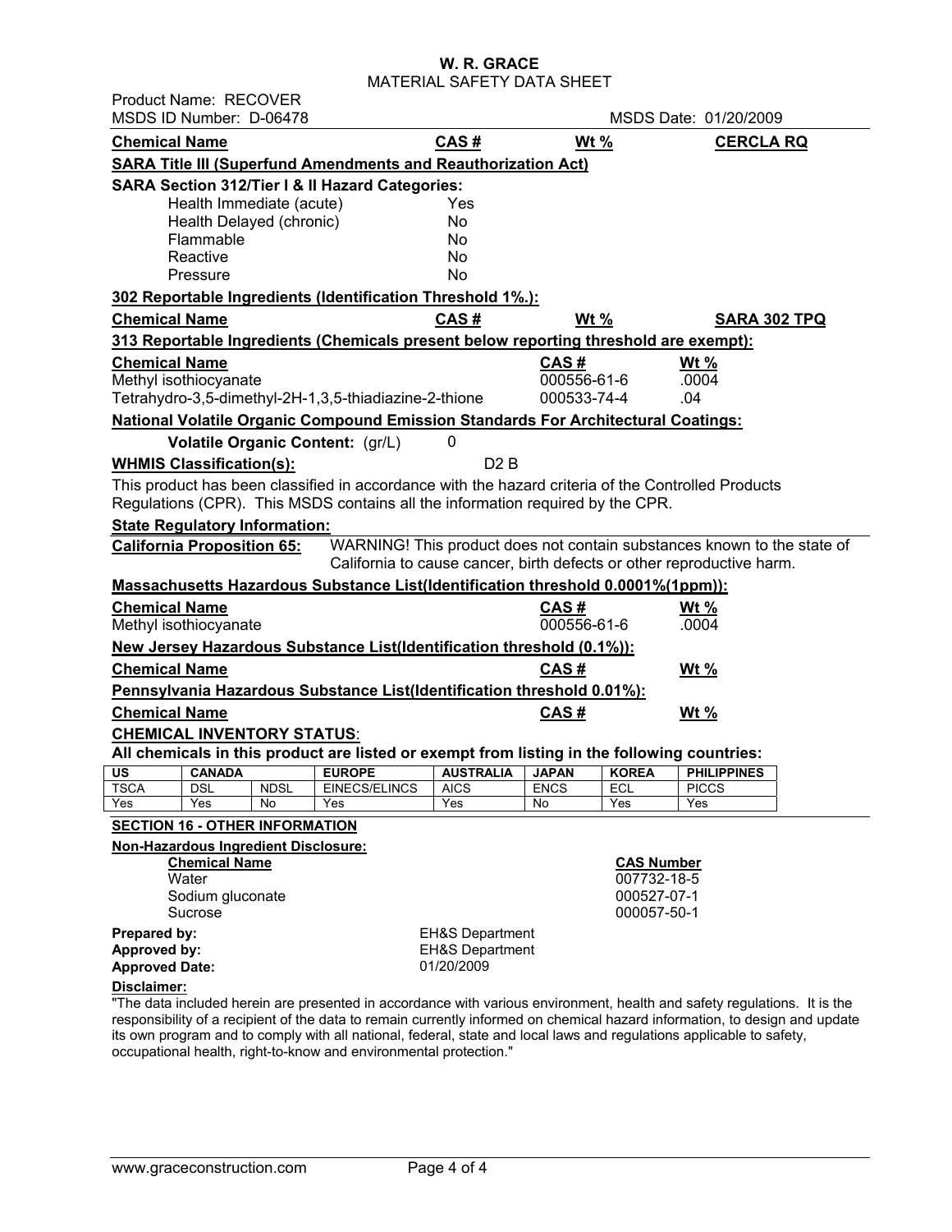**W. R. GRACE**
MATERIAL SAFETY DATA SHEET

Product Name: RECOVER
MSDS ID Number: D-06478 MSDS Date: 01/20/2009

| Chemical Name | CAS # | Wt % | CERCLA RQ |
|---|---|---|---|

**SARA Title III (Superfund Amendments and Reauthorization Act)**

**SARA Section 312/Tier I & II Hazard Categories:**

| | |
|---|---|
| Health Immediate (acute) | Yes |
| Health Delayed (chronic) | No |
| Flammable | No |
| Reactive | No |
| Pressure | No |

**302 Reportable Ingredients (Identification Threshold 1%.):**

| Chemical Name | CAS # | Wt % | SARA 302 TPQ |
|---|---|---|---|

**313 Reportable Ingredients (Chemicals present below reporting threshold are exempt):**

| Chemical Name | CAS # | Wt % |
|---|---|---|
| Methyl isothiocyanate | 000556-61-6 | .0004 |
| Tetrahydro-3,5-dimethyl-2H-1,3,5-thiadiazine-2-thione | 000533-74-4 | .04 |

**National Volatile Organic Compound Emission Standards For Architectural Coatings:**

**Volatile Organic Content:** (gr/L) 0

**WHMIS Classification(s):** D2 B

This product has been classified in accordance with the hazard criteria of the Controlled Products Regulations (CPR). This MSDS contains all the information required by the CPR.

**State Regulatory Information:**

**California Proposition 65:** WARNING! This product does not contain substances known to the state of California to cause cancer, birth defects or other reproductive harm.

**Massachusetts Hazardous Substance List(Identification threshold 0.0001%(1ppm)):**

| Chemical Name | CAS # | Wt % |
|---|---|---|
| Methyl isothiocyanate | 000556-61-6 | .0004 |

**New Jersey Hazardous Substance List(Identification threshold (0.1%)):**

| Chemical Name | CAS # | Wt % |
|---|---|---|

**Pennsylvania Hazardous Substance List(Identification threshold 0.01%):**

| Chemical Name | CAS # | Wt % |
|---|---|---|

**CHEMICAL INVENTORY STATUS**:

**All chemicals in this product are listed or exempt from listing in the following countries:**

| US | CANADA | | EUROPE | AUSTRALIA | JAPAN | KOREA | PHILIPPINES |
|---|---|---|---|---|---|---|---|
| TSCA | DSL | NDSL | EINECS/ELINCS | AICS | ENCS | ECL | PICCS |
| Yes | Yes | No | Yes | Yes | No | Yes | Yes |

## SECTION 16 - OTHER INFORMATION

**Non-Hazardous Ingredient Disclosure:**

| Chemical Name | CAS Number |
|---|---|
| Water | 007732-18-5 |
| Sodium gluconate | 000527-07-1 |
| Sucrose | 000057-50-1 |

**Prepared by:** EH&S Department
**Approved by:** EH&S Department
**Approved Date:** 01/20/2009

**Disclaimer:**

"The data included herein are presented in accordance with various environment, health and safety regulations. It is the responsibility of a recipient of the data to remain currently informed on chemical hazard information, to design and update its own program and to comply with all national, federal, state and local laws and regulations applicable to safety, occupational health, right-to-know and environmental protection."